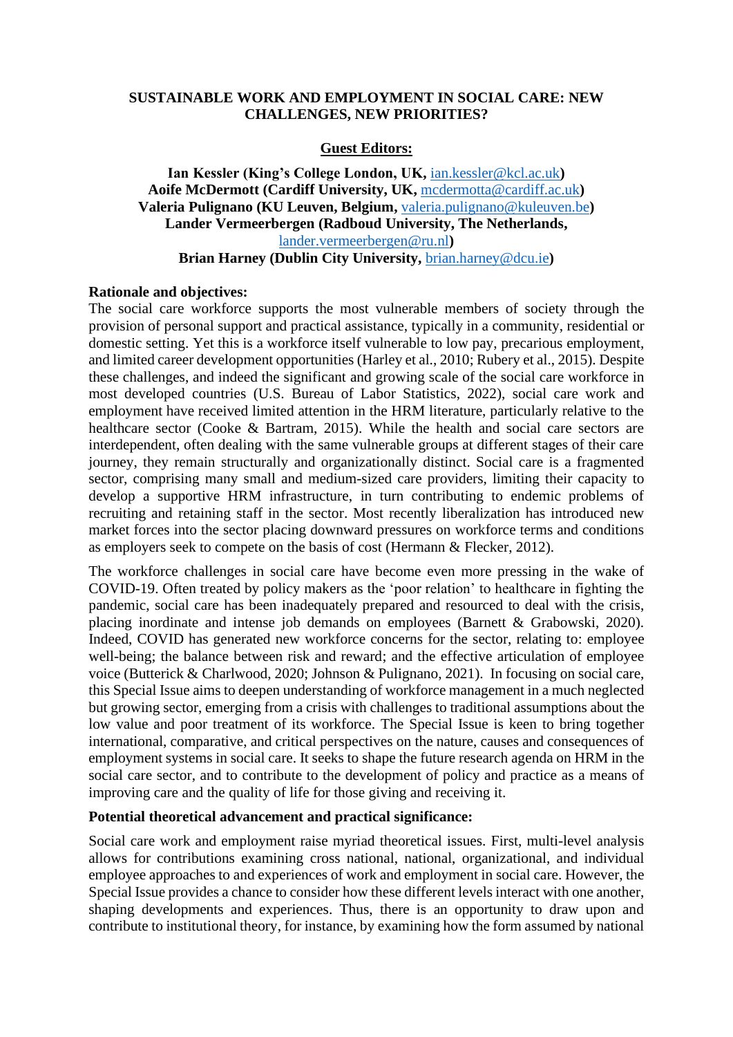**SUSTAINABLE WORK AND EMPLOYMENT IN SOCIAL CARE: NEW CHALLENGES, NEW PRIORITIES?**

**Guest Editors:**

**Ian Kessler (King's College London, UK, ian.kessler@kcl.ac.uk)**
**Aoife McDermott (Cardiff University, UK, mcdermotta@cardiff.ac.uk)**
**Valeria Pulignano (KU Leuven, Belgium, valeria.pulignano@kuleuven.be)**
**Lander Vermeerbergen (Radboud University, The Netherlands, lander.vermeerbergen@ru.nl)**
**Brian Harney (Dublin City University, brian.harney@dcu.ie)**

**Rationale and objectives:**

The social care workforce supports the most vulnerable members of society through the provision of personal support and practical assistance, typically in a community, residential or domestic setting. Yet this is a workforce itself vulnerable to low pay, precarious employment, and limited career development opportunities (Harley et al., 2010; Rubery et al., 2015). Despite these challenges, and indeed the significant and growing scale of the social care workforce in most developed countries (U.S. Bureau of Labor Statistics, 2022), social care work and employment have received limited attention in the HRM literature, particularly relative to the healthcare sector (Cooke & Bartram, 2015). While the health and social care sectors are interdependent, often dealing with the same vulnerable groups at different stages of their care journey, they remain structurally and organizationally distinct. Social care is a fragmented sector, comprising many small and medium-sized care providers, limiting their capacity to develop a supportive HRM infrastructure, in turn contributing to endemic problems of recruiting and retaining staff in the sector. Most recently liberalization has introduced new market forces into the sector placing downward pressures on workforce terms and conditions as employers seek to compete on the basis of cost (Hermann & Flecker, 2012).

The workforce challenges in social care have become even more pressing in the wake of COVID-19. Often treated by policy makers as the 'poor relation' to healthcare in fighting the pandemic, social care has been inadequately prepared and resourced to deal with the crisis, placing inordinate and intense job demands on employees (Barnett & Grabowski, 2020). Indeed, COVID has generated new workforce concerns for the sector, relating to: employee well-being; the balance between risk and reward; and the effective articulation of employee voice (Butterick & Charlwood, 2020; Johnson & Pulignano, 2021). In focusing on social care, this Special Issue aims to deepen understanding of workforce management in a much neglected but growing sector, emerging from a crisis with challenges to traditional assumptions about the low value and poor treatment of its workforce. The Special Issue is keen to bring together international, comparative, and critical perspectives on the nature, causes and consequences of employment systems in social care. It seeks to shape the future research agenda on HRM in the social care sector, and to contribute to the development of policy and practice as a means of improving care and the quality of life for those giving and receiving it.

**Potential theoretical advancement and practical significance:**

Social care work and employment raise myriad theoretical issues. First, multi-level analysis allows for contributions examining cross national, national, organizational, and individual employee approaches to and experiences of work and employment in social care. However, the Special Issue provides a chance to consider how these different levels interact with one another, shaping developments and experiences. Thus, there is an opportunity to draw upon and contribute to institutional theory, for instance, by examining how the form assumed by national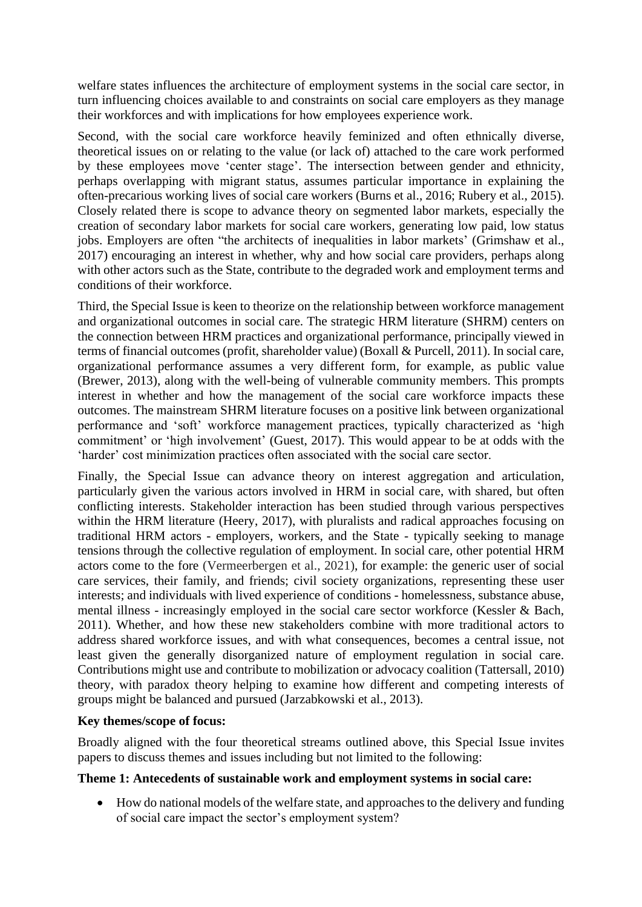welfare states influences the architecture of employment systems in the social care sector, in turn influencing choices available to and constraints on social care employers as they manage their workforces and with implications for how employees experience work.

Second, with the social care workforce heavily feminized and often ethnically diverse, theoretical issues on or relating to the value (or lack of) attached to the care work performed by these employees move 'center stage'. The intersection between gender and ethnicity, perhaps overlapping with migrant status, assumes particular importance in explaining the often-precarious working lives of social care workers (Burns et al., 2016; Rubery et al., 2015). Closely related there is scope to advance theory on segmented labor markets, especially the creation of secondary labor markets for social care workers, generating low paid, low status jobs. Employers are often "the architects of inequalities in labor markets' (Grimshaw et al., 2017) encouraging an interest in whether, why and how social care providers, perhaps along with other actors such as the State, contribute to the degraded work and employment terms and conditions of their workforce.

Third, the Special Issue is keen to theorize on the relationship between workforce management and organizational outcomes in social care. The strategic HRM literature (SHRM) centers on the connection between HRM practices and organizational performance, principally viewed in terms of financial outcomes (profit, shareholder value) (Boxall & Purcell, 2011). In social care, organizational performance assumes a very different form, for example, as public value (Brewer, 2013), along with the well-being of vulnerable community members. This prompts interest in whether and how the management of the social care workforce impacts these outcomes. The mainstream SHRM literature focuses on a positive link between organizational performance and 'soft' workforce management practices, typically characterized as 'high commitment' or 'high involvement' (Guest, 2017). This would appear to be at odds with the 'harder' cost minimization practices often associated with the social care sector.

Finally, the Special Issue can advance theory on interest aggregation and articulation, particularly given the various actors involved in HRM in social care, with shared, but often conflicting interests. Stakeholder interaction has been studied through various perspectives within the HRM literature (Heery, 2017), with pluralists and radical approaches focusing on traditional HRM actors - employers, workers, and the State - typically seeking to manage tensions through the collective regulation of employment. In social care, other potential HRM actors come to the fore (Vermeerbergen et al., 2021), for example: the generic user of social care services, their family, and friends; civil society organizations, representing these user interests; and individuals with lived experience of conditions - homelessness, substance abuse, mental illness - increasingly employed in the social care sector workforce (Kessler & Bach, 2011). Whether, and how these new stakeholders combine with more traditional actors to address shared workforce issues, and with what consequences, becomes a central issue, not least given the generally disorganized nature of employment regulation in social care. Contributions might use and contribute to mobilization or advocacy coalition (Tattersall, 2010) theory, with paradox theory helping to examine how different and competing interests of groups might be balanced and pursued (Jarzabkowski et al., 2013).

**Key themes/scope of focus:**

Broadly aligned with the four theoretical streams outlined above, this Special Issue invites papers to discuss themes and issues including but not limited to the following:

**Theme 1: Antecedents of sustainable work and employment systems in social care:**

- How do national models of the welfare state, and approaches to the delivery and funding of social care impact the sector's employment system?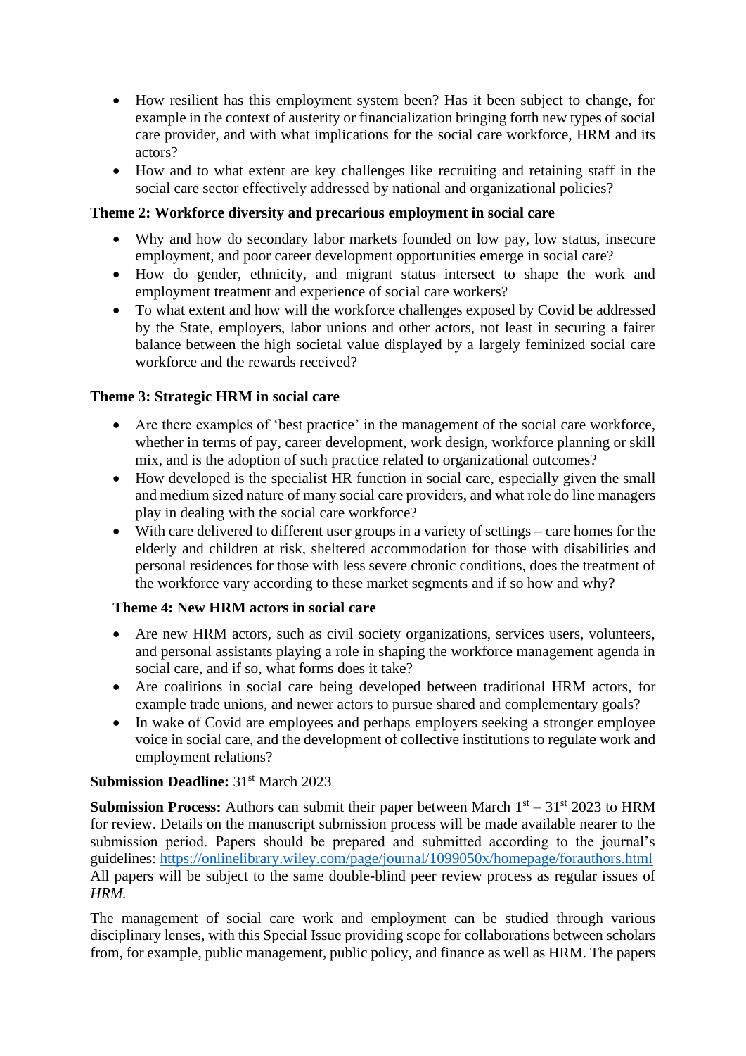- How resilient has this employment system been? Has it been subject to change, for example in the context of austerity or financialization bringing forth new types of social care provider, and with what implications for the social care workforce, HRM and its actors?
- How and to what extent are key challenges like recruiting and retaining staff in the social care sector effectively addressed by national and organizational policies?

**Theme 2: Workforce diversity and precarious employment in social care**

- Why and how do secondary labor markets founded on low pay, low status, insecure employment, and poor career development opportunities emerge in social care?
- How do gender, ethnicity, and migrant status intersect to shape the work and employment treatment and experience of social care workers?
- To what extent and how will the workforce challenges exposed by Covid be addressed by the State, employers, labor unions and other actors, not least in securing a fairer balance between the high societal value displayed by a largely feminized social care workforce and the rewards received?

**Theme 3: Strategic HRM in social care**

- Are there examples of 'best practice' in the management of the social care workforce, whether in terms of pay, career development, work design, workforce planning or skill mix, and is the adoption of such practice related to organizational outcomes?
- How developed is the specialist HR function in social care, especially given the small and medium sized nature of many social care providers, and what role do line managers play in dealing with the social care workforce?
- With care delivered to different user groups in a variety of settings – care homes for the elderly and children at risk, sheltered accommodation for those with disabilities and personal residences for those with less severe chronic conditions, does the treatment of the workforce vary according to these market segments and if so how and why?

**Theme 4: New HRM actors in social care**

- Are new HRM actors, such as civil society organizations, services users, volunteers, and personal assistants playing a role in shaping the workforce management agenda in social care, and if so, what forms does it take?
- Are coalitions in social care being developed between traditional HRM actors, for example trade unions, and newer actors to pursue shared and complementary goals?
- In wake of Covid are employees and perhaps employers seeking a stronger employee voice in social care, and the development of collective institutions to regulate work and employment relations?

**Submission Deadline:** 31st March 2023

**Submission Process:** Authors can submit their paper between March 1st – 31st 2023 to HRM for review. Details on the manuscript submission process will be made available nearer to the submission period. Papers should be prepared and submitted according to the journal's guidelines: https://onlinelibrary.wiley.com/page/journal/1099050x/homepage/forauthors.html All papers will be subject to the same double-blind peer review process as regular issues of *HRM*.

The management of social care work and employment can be studied through various disciplinary lenses, with this Special Issue providing scope for collaborations between scholars from, for example, public management, public policy, and finance as well as HRM. The papers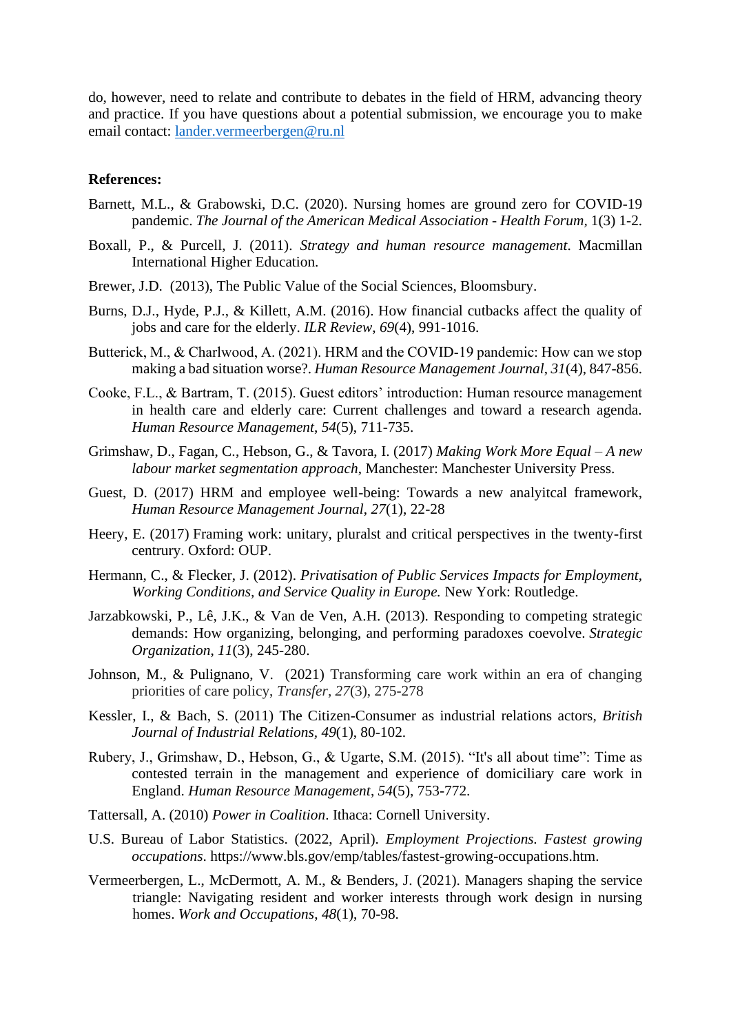do, however, need to relate and contribute to debates in the field of HRM, advancing theory and practice. If you have questions about a potential submission, we encourage you to make email contact: lander.vermeerbergen@ru.nl

**References:**

Barnett, M.L., & Grabowski, D.C. (2020). Nursing homes are ground zero for COVID-19 pandemic. *The Journal of the American Medical Association - Health Forum*, 1(3) 1-2.

Boxall, P., & Purcell, J. (2011). *Strategy and human resource management*. Macmillan International Higher Education.

Brewer, J.D. (2013), The Public Value of the Social Sciences, Bloomsbury.

Burns, D.J., Hyde, P.J., & Killett, A.M. (2016). How financial cutbacks affect the quality of jobs and care for the elderly. *ILR Review*, *69*(4), 991-1016.

Butterick, M., & Charlwood, A. (2021). HRM and the COVID-19 pandemic: How can we stop making a bad situation worse?. *Human Resource Management Journal*, *31*(4), 847-856.

Cooke, F.L., & Bartram, T. (2015). Guest editors' introduction: Human resource management in health care and elderly care: Current challenges and toward a research agenda. *Human Resource Management*, *54*(5), 711-735.

Grimshaw, D., Fagan, C., Hebson, G., & Tavora, I. (2017) *Making Work More Equal – A new labour market segmentation approach*, Manchester: Manchester University Press.

Guest, D. (2017) HRM and employee well-being: Towards a new analyitcal framework, *Human Resource Management Journal*, *27*(1), 22-28

Heery, E. (2017) Framing work: unitary, pluralst and critical perspectives in the twenty-first centrury. Oxford: OUP.

Hermann, C., & Flecker, J. (2012). *Privatisation of Public Services Impacts for Employment, Working Conditions, and Service Quality in Europe.* New York: Routledge.

Jarzabkowski, P., Lê, J.K., & Van de Ven, A.H. (2013). Responding to competing strategic demands: How organizing, belonging, and performing paradoxes coevolve. *Strategic Organization*, *11*(3), 245-280.

Johnson, M., & Pulignano, V. (2021) Transforming care work within an era of changing priorities of care policy, *Transfer*, *27*(3), 275-278

Kessler, I., & Bach, S. (2011) The Citizen-Consumer as industrial relations actors, *British Journal of Industrial Relations*, *49*(1), 80-102.

Rubery, J., Grimshaw, D., Hebson, G., & Ugarte, S.M. (2015). "It's all about time": Time as contested terrain in the management and experience of domiciliary care work in England. *Human Resource Management*, *54*(5), 753-772.

Tattersall, A. (2010) *Power in Coalition*. Ithaca: Cornell University.

U.S. Bureau of Labor Statistics. (2022, April). *Employment Projections. Fastest growing occupations*. https://www.bls.gov/emp/tables/fastest-growing-occupations.htm.

Vermeerbergen, L., McDermott, A. M., & Benders, J. (2021). Managers shaping the service triangle: Navigating resident and worker interests through work design in nursing homes. *Work and Occupations*, *48*(1), 70-98.